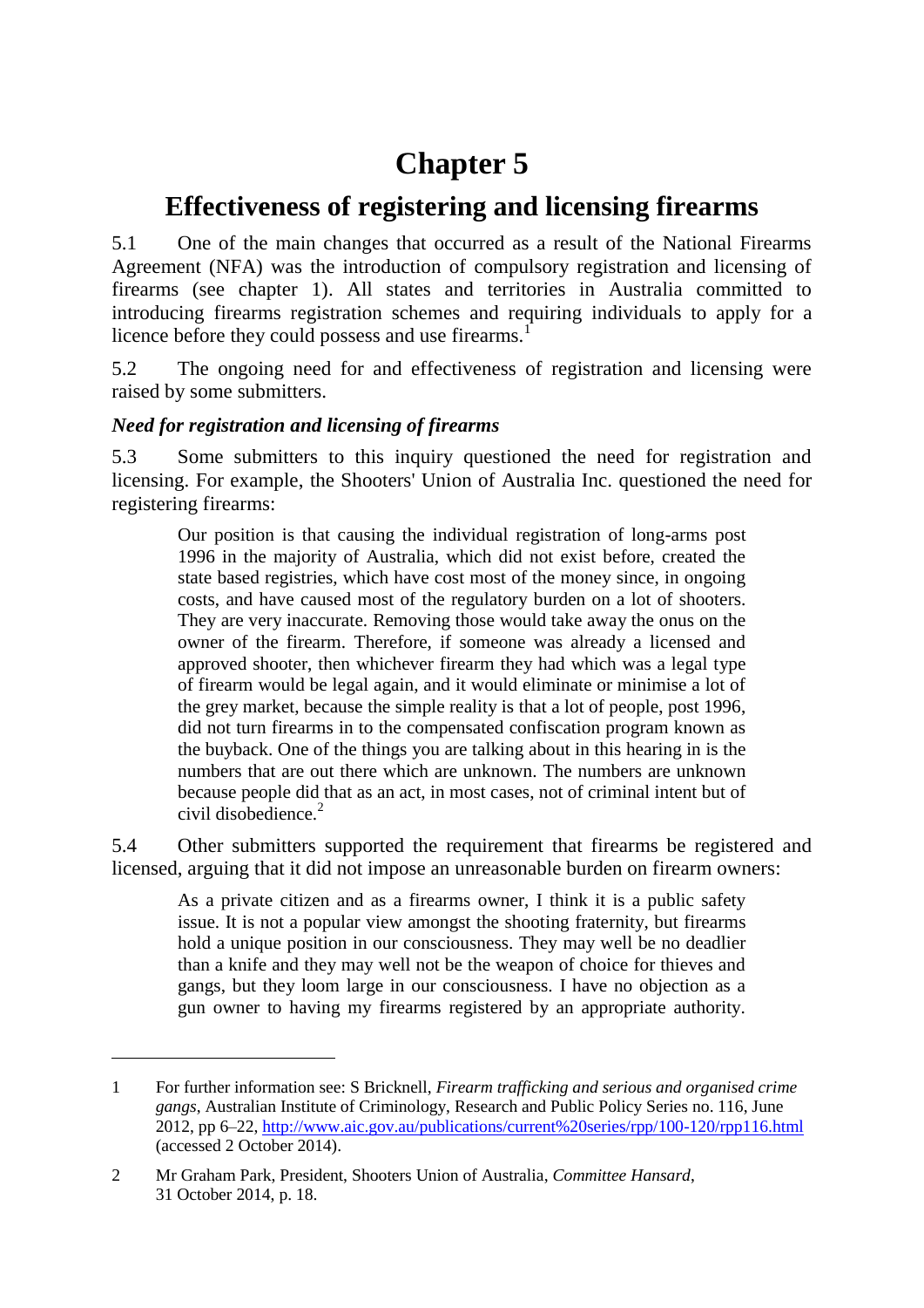# Chapter 5

## Effectiveness of registering and licensing firearms

5.1 One of the main changes that occurred as a result of the National Firearms Agreement (NFA) was the introduction of compulsory registration and licensing of firearms (see chapter 1). All states and territories in Australia committed to introducing firearms registration schemes and requiring individuals to apply for a licence before they could possess and use firearms.[1]

5.2 The ongoing need for and effectiveness of registration and licensing were raised by some submitters.

### *Need for registration and licensing of firearms*

5.3 Some submitters to this inquiry questioned the need for registration and licensing. For example, the Shooters' Union of Australia Inc. questioned the need for registering firearms:

> Our position is that causing the individual registration of long-arms post 1996 in the majority of Australia, which did not exist before, created the state based registries, which have cost most of the money since, in ongoing costs, and have caused most of the regulatory burden on a lot of shooters. They are very inaccurate. Removing those would take away the onus on the owner of the firearm. Therefore, if someone was already a licensed and approved shooter, then whichever firearm they had which was a legal type of firearm would be legal again, and it would eliminate or minimise a lot of the grey market, because the simple reality is that a lot of people, post 1996, did not turn firearms in to the compensated confiscation program known as the buyback. One of the things you are talking about in this hearing in is the numbers that are out there which are unknown. The numbers are unknown because people did that as an act, in most cases, not of criminal intent but of civil disobedience.[2]

5.4 Other submitters supported the requirement that firearms be registered and licensed, arguing that it did not impose an unreasonable burden on firearm owners:

> As a private citizen and as a firearms owner, I think it is a public safety issue. It is not a popular view amongst the shooting fraternity, but firearms hold a unique position in our consciousness. They may well be no deadlier than a knife and they may well not be the weapon of choice for thieves and gangs, but they loom large in our consciousness. I have no objection as a gun owner to having my firearms registered by an appropriate authority.

---

1 For further information see: S Bricknell, *Firearm trafficking and serious and organised crime gangs*, Australian Institute of Criminology, Research and Public Policy Series no. 116, June 2012, pp 6–22, http://www.aic.gov.au/publications/current%20series/rpp/100-120/rpp116.html (accessed 2 October 2014).

2 Mr Graham Park, President, Shooters Union of Australia, *Committee Hansard*, 31 October 2014, p. 18.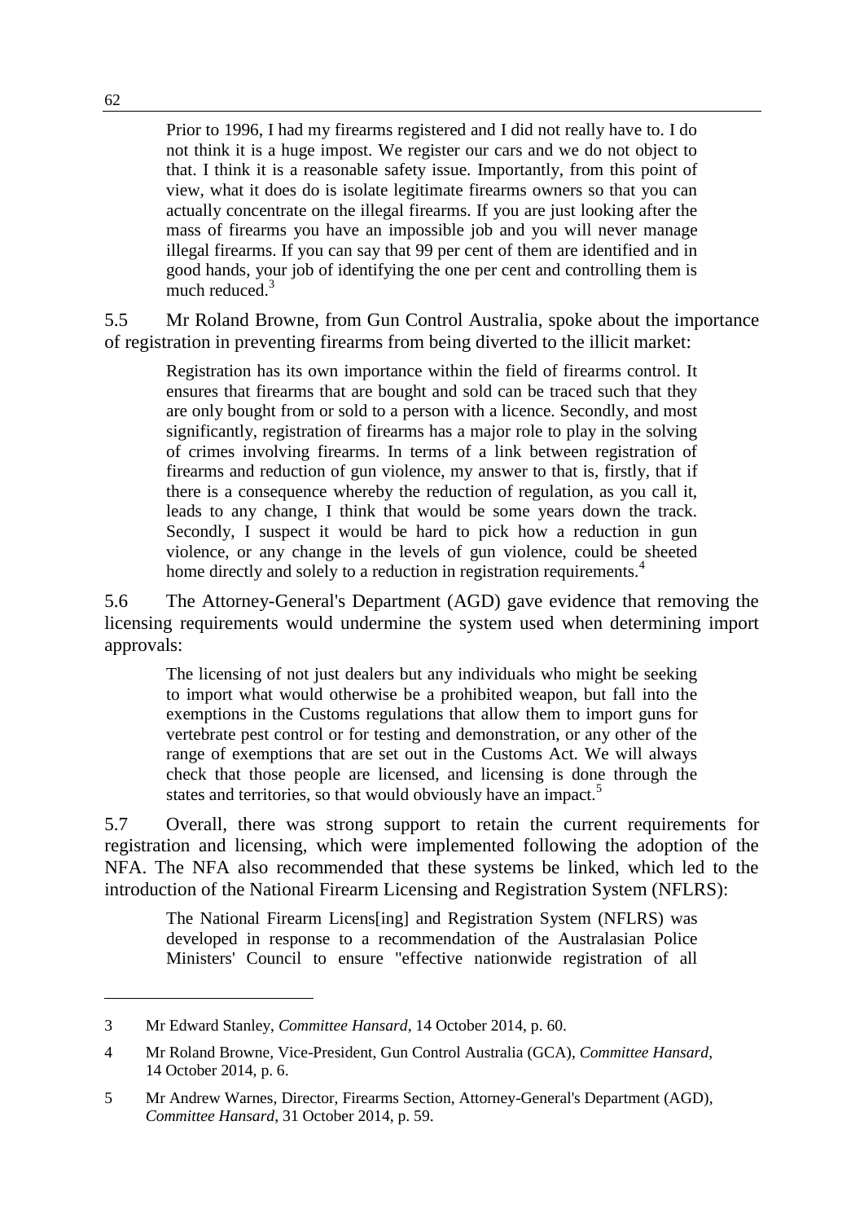> Prior to 1996, I had my firearms registered and I did not really have to. I do not think it is a huge impost. We register our cars and we do not object to that. I think it is a reasonable safety issue. Importantly, from this point of view, what it does do is isolate legitimate firearms owners so that you can actually concentrate on the illegal firearms. If you are just looking after the mass of firearms you have an impossible job and you will never manage illegal firearms. If you can say that 99 per cent of them are identified and in good hands, your job of identifying the one per cent and controlling them is much reduced.[3]

5.5 Mr Roland Browne, from Gun Control Australia, spoke about the importance of registration in preventing firearms from being diverted to the illicit market:

> Registration has its own importance within the field of firearms control. It ensures that firearms that are bought and sold can be traced such that they are only bought from or sold to a person with a licence. Secondly, and most significantly, registration of firearms has a major role to play in the solving of crimes involving firearms. In terms of a link between registration of firearms and reduction of gun violence, my answer to that is, firstly, that if there is a consequence whereby the reduction of regulation, as you call it, leads to any change, I think that would be some years down the track. Secondly, I suspect it would be hard to pick how a reduction in gun violence, or any change in the levels of gun violence, could be sheeted home directly and solely to a reduction in registration requirements.[4]

5.6 The Attorney-General's Department (AGD) gave evidence that removing the licensing requirements would undermine the system used when determining import approvals:

> The licensing of not just dealers but any individuals who might be seeking to import what would otherwise be a prohibited weapon, but fall into the exemptions in the Customs regulations that allow them to import guns for vertebrate pest control or for testing and demonstration, or any other of the range of exemptions that are set out in the Customs Act. We will always check that those people are licensed, and licensing is done through the states and territories, so that would obviously have an impact.[5]

5.7 Overall, there was strong support to retain the current requirements for registration and licensing, which were implemented following the adoption of the NFA. The NFA also recommended that these systems be linked, which led to the introduction of the National Firearm Licensing and Registration System (NFLRS):

> The National Firearm Licens[ing] and Registration System (NFLRS) was developed in response to a recommendation of the Australasian Police Ministers' Council to ensure "effective nationwide registration of all

---

3 Mr Edward Stanley, *Committee Hansard*, 14 October 2014, p. 60.

4 Mr Roland Browne, Vice-President, Gun Control Australia (GCA), *Committee Hansard*, 14 October 2014, p. 6.

5 Mr Andrew Warnes, Director, Firearms Section, Attorney-General's Department (AGD), *Committee Hansard*, 31 October 2014, p. 59.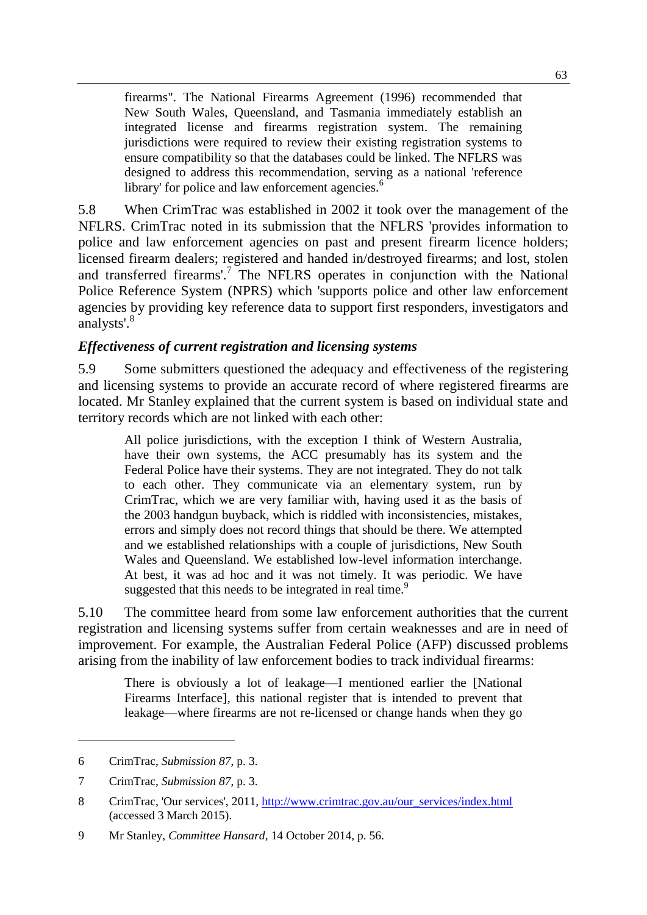> firearms". The National Firearms Agreement (1996) recommended that New South Wales, Queensland, and Tasmania immediately establish an integrated license and firearms registration system. The remaining jurisdictions were required to review their existing registration systems to ensure compatibility so that the databases could be linked. The NFLRS was designed to address this recommendation, serving as a national 'reference library' for police and law enforcement agencies.[6]

5.8 When CrimTrac was established in 2002 it took over the management of the NFLRS. CrimTrac noted in its submission that the NFLRS 'provides information to police and law enforcement agencies on past and present firearm licence holders; licensed firearm dealers; registered and handed in/destroyed firearms; and lost, stolen and transferred firearms'.[7] The NFLRS operates in conjunction with the National Police Reference System (NPRS) which 'supports police and other law enforcement agencies by providing key reference data to support first responders, investigators and analysts'.[8]

### *Effectiveness of current registration and licensing systems*

5.9 Some submitters questioned the adequacy and effectiveness of the registering and licensing systems to provide an accurate record of where registered firearms are located. Mr Stanley explained that the current system is based on individual state and territory records which are not linked with each other:

> All police jurisdictions, with the exception I think of Western Australia, have their own systems, the ACC presumably has its system and the Federal Police have their systems. They are not integrated. They do not talk to each other. They communicate via an elementary system, run by CrimTrac, which we are very familiar with, having used it as the basis of the 2003 handgun buyback, which is riddled with inconsistencies, mistakes, errors and simply does not record things that should be there. We attempted and we established relationships with a couple of jurisdictions, New South Wales and Queensland. We established low-level information interchange. At best, it was ad hoc and it was not timely. It was periodic. We have suggested that this needs to be integrated in real time.[9]

5.10 The committee heard from some law enforcement authorities that the current registration and licensing systems suffer from certain weaknesses and are in need of improvement. For example, the Australian Federal Police (AFP) discussed problems arising from the inability of law enforcement bodies to track individual firearms:

> There is obviously a lot of leakage—I mentioned earlier the [National Firearms Interface], this national register that is intended to prevent that leakage—where firearms are not re-licensed or change hands when they go

---

6 CrimTrac, *Submission 87*, p. 3.

7 CrimTrac, *Submission 87*, p. 3.

8 CrimTrac, 'Our services', 2011, http://www.crimtrac.gov.au/our_services/index.html (accessed 3 March 2015).

9 Mr Stanley, *Committee Hansard*, 14 October 2014, p. 56.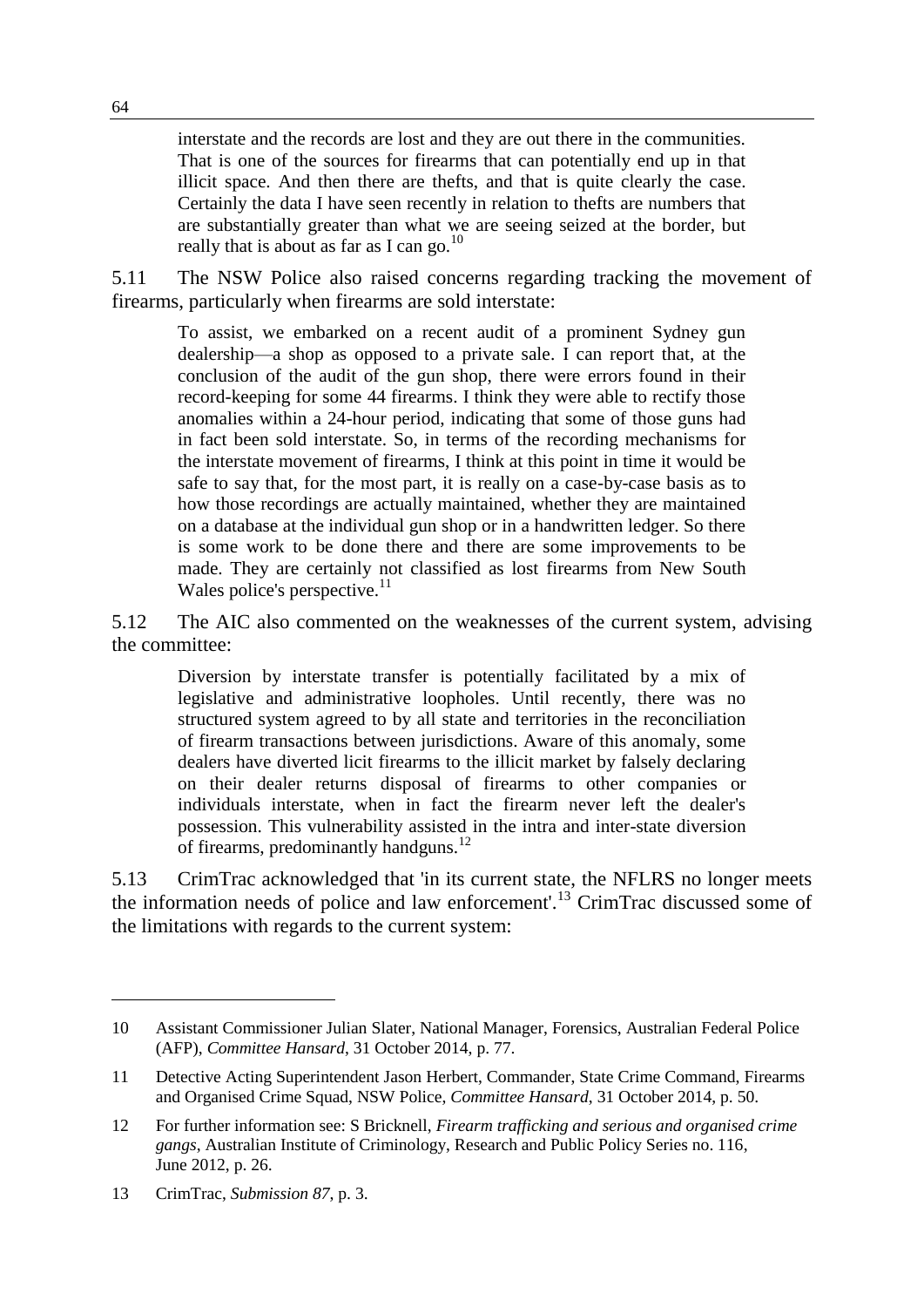> interstate and the records are lost and they are out there in the communities. That is one of the sources for firearms that can potentially end up in that illicit space. And then there are thefts, and that is quite clearly the case. Certainly the data I have seen recently in relation to thefts are numbers that are substantially greater than what we are seeing seized at the border, but really that is about as far as I can go.[10]

5.11 The NSW Police also raised concerns regarding tracking the movement of firearms, particularly when firearms are sold interstate:

> To assist, we embarked on a recent audit of a prominent Sydney gun dealership—a shop as opposed to a private sale. I can report that, at the conclusion of the audit of the gun shop, there were errors found in their record-keeping for some 44 firearms. I think they were able to rectify those anomalies within a 24-hour period, indicating that some of those guns had in fact been sold interstate. So, in terms of the recording mechanisms for the interstate movement of firearms, I think at this point in time it would be safe to say that, for the most part, it is really on a case-by-case basis as to how those recordings are actually maintained, whether they are maintained on a database at the individual gun shop or in a handwritten ledger. So there is some work to be done there and there are some improvements to be made. They are certainly not classified as lost firearms from New South Wales police's perspective.[11]

5.12 The AIC also commented on the weaknesses of the current system, advising the committee:

> Diversion by interstate transfer is potentially facilitated by a mix of legislative and administrative loopholes. Until recently, there was no structured system agreed to by all state and territories in the reconciliation of firearm transactions between jurisdictions. Aware of this anomaly, some dealers have diverted licit firearms to the illicit market by falsely declaring on their dealer returns disposal of firearms to other companies or individuals interstate, when in fact the firearm never left the dealer's possession. This vulnerability assisted in the intra and inter-state diversion of firearms, predominantly handguns.[12]

5.13 CrimTrac acknowledged that 'in its current state, the NFLRS no longer meets the information needs of police and law enforcement'.[13] CrimTrac discussed some of the limitations with regards to the current system:

---

10 Assistant Commissioner Julian Slater, National Manager, Forensics, Australian Federal Police (AFP), *Committee Hansard*, 31 October 2014, p. 77.

11 Detective Acting Superintendent Jason Herbert, Commander, State Crime Command, Firearms and Organised Crime Squad, NSW Police, *Committee Hansard*, 31 October 2014, p. 50.

12 For further information see: S Bricknell, *Firearm trafficking and serious and organised crime gangs*, Australian Institute of Criminology, Research and Public Policy Series no. 116, June 2012, p. 26.

13 CrimTrac, *Submission 87*, p. 3.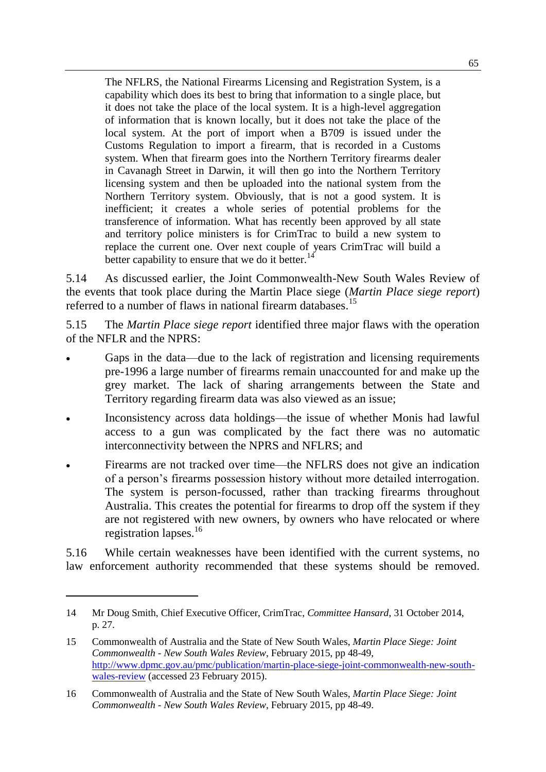> The NFLRS, the National Firearms Licensing and Registration System, is a capability which does its best to bring that information to a single place, but it does not take the place of the local system. It is a high-level aggregation of information that is known locally, but it does not take the place of the local system. At the port of import when a B709 is issued under the Customs Regulation to import a firearm, that is recorded in a Customs system. When that firearm goes into the Northern Territory firearms dealer in Cavanagh Street in Darwin, it will then go into the Northern Territory licensing system and then be uploaded into the national system from the Northern Territory system. Obviously, that is not a good system. It is inefficient; it creates a whole series of potential problems for the transference of information. What has recently been approved by all state and territory police ministers is for CrimTrac to build a new system to replace the current one. Over next couple of years CrimTrac will build a better capability to ensure that we do it better.[14]

5.14 As discussed earlier, the Joint Commonwealth-New South Wales Review of the events that took place during the Martin Place siege (*Martin Place siege report*) referred to a number of flaws in national firearm databases.[15]

5.15 The *Martin Place siege report* identified three major flaws with the operation of the NFLR and the NPRS:

- Gaps in the data—due to the lack of registration and licensing requirements pre-1996 a large number of firearms remain unaccounted for and make up the grey market. The lack of sharing arrangements between the State and Territory regarding firearm data was also viewed as an issue;
- Inconsistency across data holdings—the issue of whether Monis had lawful access to a gun was complicated by the fact there was no automatic interconnectivity between the NPRS and NFLRS; and
- Firearms are not tracked over time—the NFLRS does not give an indication of a person's firearms possession history without more detailed interrogation. The system is person-focussed, rather than tracking firearms throughout Australia. This creates the potential for firearms to drop off the system if they are not registered with new owners, by owners who have relocated or where registration lapses.[16]

5.16 While certain weaknesses have been identified with the current systems, no law enforcement authority recommended that these systems should be removed.

---

14 Mr Doug Smith, Chief Executive Officer, CrimTrac, *Committee Hansard*, 31 October 2014, p. 27.

15 Commonwealth of Australia and the State of New South Wales, *Martin Place Siege: Joint Commonwealth - New South Wales Review*, February 2015, pp 48-49, http://www.dpmc.gov.au/pmc/publication/martin-place-siege-joint-commonwealth-new-south-wales-review (accessed 23 February 2015).

16 Commonwealth of Australia and the State of New South Wales, *Martin Place Siege: Joint Commonwealth - New South Wales Review*, February 2015, pp 48-49.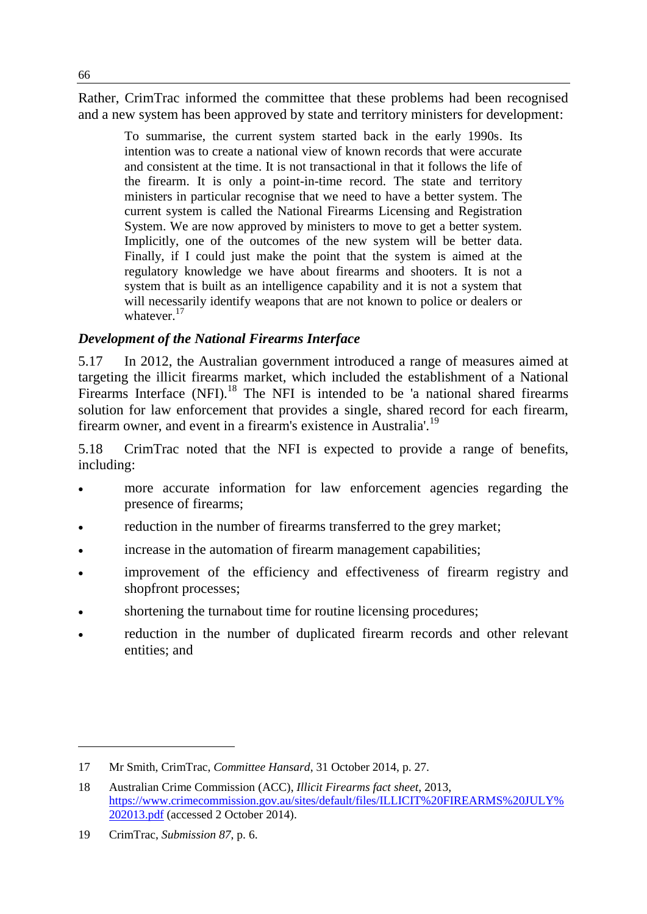Rather, CrimTrac informed the committee that these problems had been recognised and a new system has been approved by state and territory ministers for development:

> To summarise, the current system started back in the early 1990s. Its intention was to create a national view of known records that were accurate and consistent at the time. It is not transactional in that it follows the life of the firearm. It is only a point-in-time record. The state and territory ministers in particular recognise that we need to have a better system. The current system is called the National Firearms Licensing and Registration System. We are now approved by ministers to move to get a better system. Implicitly, one of the outcomes of the new system will be better data. Finally, if I could just make the point that the system is aimed at the regulatory knowledge we have about firearms and shooters. It is not a system that is built as an intelligence capability and it is not a system that will necessarily identify weapons that are not known to police or dealers or whatever.[17]

### *Development of the National Firearms Interface*

5.17 In 2012, the Australian government introduced a range of measures aimed at targeting the illicit firearms market, which included the establishment of a National Firearms Interface (NFI).[18] The NFI is intended to be 'a national shared firearms solution for law enforcement that provides a single, shared record for each firearm, firearm owner, and event in a firearm's existence in Australia'.[19]

5.18 CrimTrac noted that the NFI is expected to provide a range of benefits, including:

- more accurate information for law enforcement agencies regarding the presence of firearms;
- reduction in the number of firearms transferred to the grey market;
- increase in the automation of firearm management capabilities;
- improvement of the efficiency and effectiveness of firearm registry and shopfront processes;
- shortening the turnabout time for routine licensing procedures;
- reduction in the number of duplicated firearm records and other relevant entities; and

---

17 Mr Smith, CrimTrac, *Committee Hansard*, 31 October 2014, p. 27.

18 Australian Crime Commission (ACC), *Illicit Firearms fact sheet*, 2013, https://www.crimecommission.gov.au/sites/default/files/ILLICIT%20FIREARMS%20JULY%202013.pdf (accessed 2 October 2014).

19 CrimTrac, *Submission 87*, p. 6.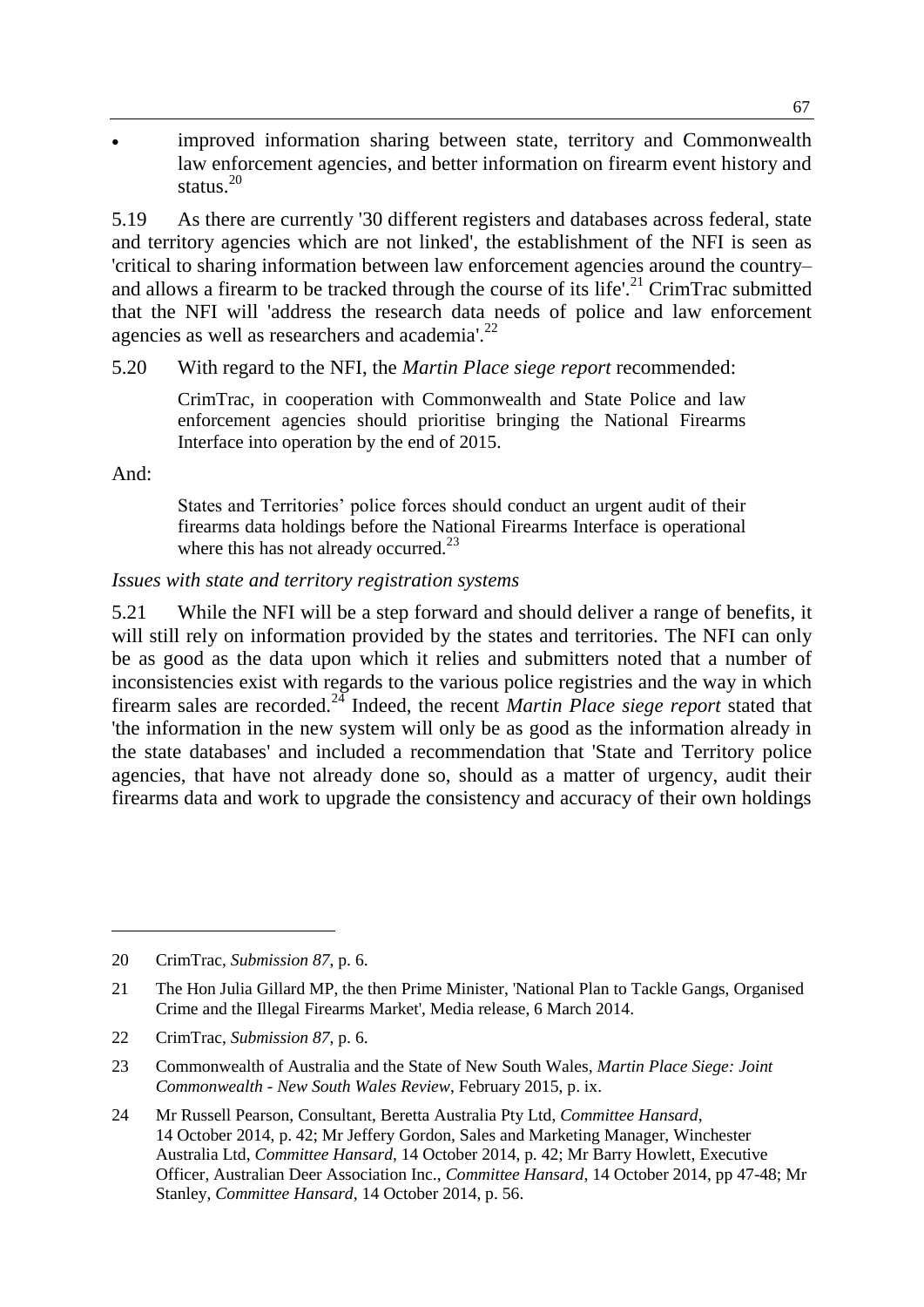- improved information sharing between state, territory and Commonwealth law enforcement agencies, and better information on firearm event history and status.[20]

5.19 As there are currently '30 different registers and databases across federal, state and territory agencies which are not linked', the establishment of the NFI is seen as 'critical to sharing information between law enforcement agencies around the country–and allows a firearm to be tracked through the course of its life'.[21] CrimTrac submitted that the NFI will 'address the research data needs of police and law enforcement agencies as well as researchers and academia'.[22]

5.20 With regard to the NFI, the *Martin Place siege report* recommended:

> CrimTrac, in cooperation with Commonwealth and State Police and law enforcement agencies should prioritise bringing the National Firearms Interface into operation by the end of 2015.

And:

> States and Territories' police forces should conduct an urgent audit of their firearms data holdings before the National Firearms Interface is operational where this has not already occurred.[23]

*Issues with state and territory registration systems*

5.21 While the NFI will be a step forward and should deliver a range of benefits, it will still rely on information provided by the states and territories. The NFI can only be as good as the data upon which it relies and submitters noted that a number of inconsistencies exist with regards to the various police registries and the way in which firearm sales are recorded.[24] Indeed, the recent *Martin Place siege report* stated that 'the information in the new system will only be as good as the information already in the state databases' and included a recommendation that 'State and Territory police agencies, that have not already done so, should as a matter of urgency, audit their firearms data and work to upgrade the consistency and accuracy of their own holdings

---

20 CrimTrac, *Submission 87*, p. 6.

21 The Hon Julia Gillard MP, the then Prime Minister, 'National Plan to Tackle Gangs, Organised Crime and the Illegal Firearms Market', Media release, 6 March 2014.

22 CrimTrac, *Submission 87*, p. 6.

23 Commonwealth of Australia and the State of New South Wales, *Martin Place Siege: Joint Commonwealth - New South Wales Review*, February 2015, p. ix.

24 Mr Russell Pearson, Consultant, Beretta Australia Pty Ltd, *Committee Hansard*, 14 October 2014, p. 42; Mr Jeffery Gordon, Sales and Marketing Manager, Winchester Australia Ltd, *Committee Hansard*, 14 October 2014, p. 42; Mr Barry Howlett, Executive Officer, Australian Deer Association Inc., *Committee Hansard*, 14 October 2014, pp 47-48; Mr Stanley, *Committee Hansard*, 14 October 2014, p. 56.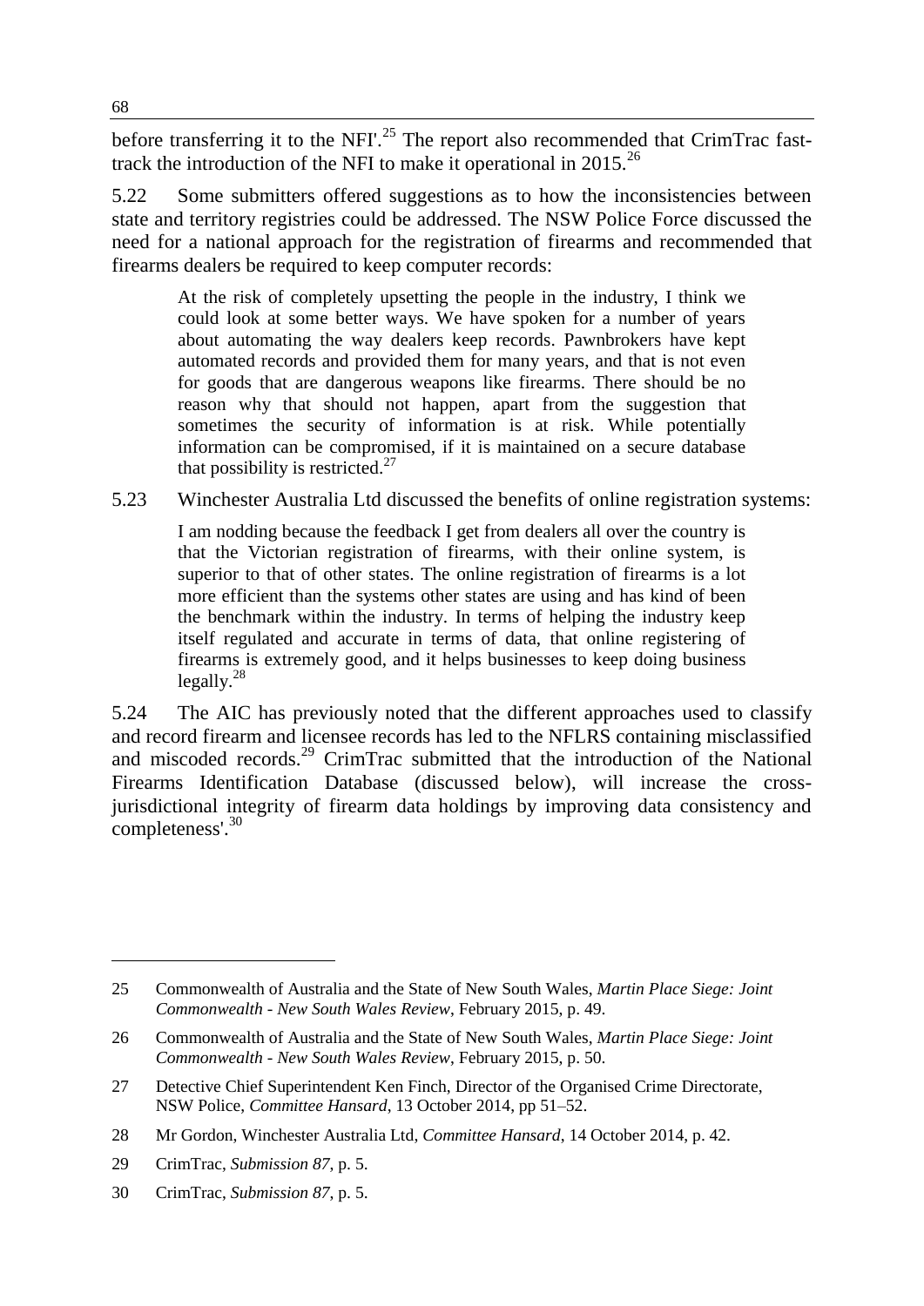before transferring it to the NFI'.[25] The report also recommended that CrimTrac fast-track the introduction of the NFI to make it operational in 2015.[26]

5.22 Some submitters offered suggestions as to how the inconsistencies between state and territory registries could be addressed. The NSW Police Force discussed the need for a national approach for the registration of firearms and recommended that firearms dealers be required to keep computer records:

> At the risk of completely upsetting the people in the industry, I think we could look at some better ways. We have spoken for a number of years about automating the way dealers keep records. Pawnbrokers have kept automated records and provided them for many years, and that is not even for goods that are dangerous weapons like firearms. There should be no reason why that should not happen, apart from the suggestion that sometimes the security of information is at risk. While potentially information can be compromised, if it is maintained on a secure database that possibility is restricted.[27]

5.23 Winchester Australia Ltd discussed the benefits of online registration systems:

> I am nodding because the feedback I get from dealers all over the country is that the Victorian registration of firearms, with their online system, is superior to that of other states. The online registration of firearms is a lot more efficient than the systems other states are using and has kind of been the benchmark within the industry. In terms of helping the industry keep itself regulated and accurate in terms of data, that online registering of firearms is extremely good, and it helps businesses to keep doing business legally.[28]

5.24 The AIC has previously noted that the different approaches used to classify and record firearm and licensee records has led to the NFLRS containing misclassified and miscoded records.[29] CrimTrac submitted that the introduction of the National Firearms Identification Database (discussed below), will increase the cross-jurisdictional integrity of firearm data holdings by improving data consistency and completeness'.[30]

---

25 Commonwealth of Australia and the State of New South Wales, *Martin Place Siege: Joint Commonwealth - New South Wales Review*, February 2015, p. 49.

26 Commonwealth of Australia and the State of New South Wales, *Martin Place Siege: Joint Commonwealth - New South Wales Review*, February 2015, p. 50.

27 Detective Chief Superintendent Ken Finch, Director of the Organised Crime Directorate, NSW Police, *Committee Hansard*, 13 October 2014, pp 51–52.

28 Mr Gordon, Winchester Australia Ltd, *Committee Hansard*, 14 October 2014, p. 42.

29 CrimTrac, *Submission 87*, p. 5.

30 CrimTrac, *Submission 87*, p. 5.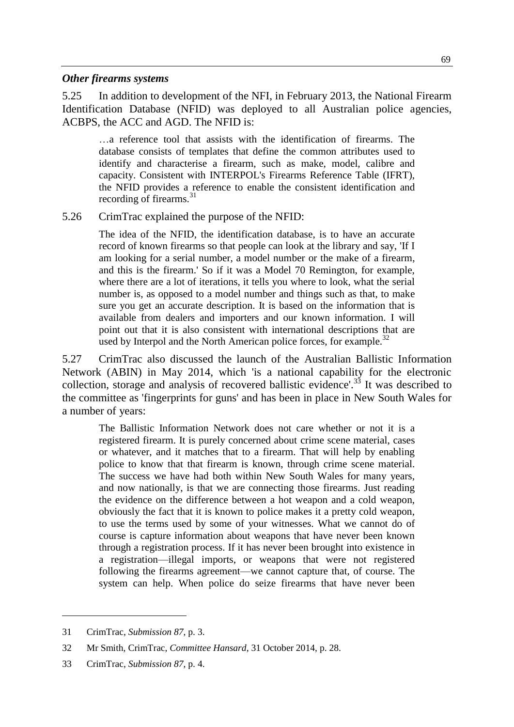### *Other firearms systems*

5.25 In addition to development of the NFI, in February 2013, the National Firearm Identification Database (NFID) was deployed to all Australian police agencies, ACBPS, the ACC and AGD. The NFID is:

> …a reference tool that assists with the identification of firearms. The database consists of templates that define the common attributes used to identify and characterise a firearm, such as make, model, calibre and capacity. Consistent with INTERPOL's Firearms Reference Table (IFRT), the NFID provides a reference to enable the consistent identification and recording of firearms.[31]

5.26 CrimTrac explained the purpose of the NFID:

> The idea of the NFID, the identification database, is to have an accurate record of known firearms so that people can look at the library and say, 'If I am looking for a serial number, a model number or the make of a firearm, and this is the firearm.' So if it was a Model 70 Remington, for example, where there are a lot of iterations, it tells you where to look, what the serial number is, as opposed to a model number and things such as that, to make sure you get an accurate description. It is based on the information that is available from dealers and importers and our known information. I will point out that it is also consistent with international descriptions that are used by Interpol and the North American police forces, for example.[32]

5.27 CrimTrac also discussed the launch of the Australian Ballistic Information Network (ABIN) in May 2014, which 'is a national capability for the electronic collection, storage and analysis of recovered ballistic evidence'.[33] It was described to the committee as 'fingerprints for guns' and has been in place in New South Wales for a number of years:

> The Ballistic Information Network does not care whether or not it is a registered firearm. It is purely concerned about crime scene material, cases or whatever, and it matches that to a firearm. That will help by enabling police to know that that firearm is known, through crime scene material. The success we have had both within New South Wales for many years, and now nationally, is that we are connecting those firearms. Just reading the evidence on the difference between a hot weapon and a cold weapon, obviously the fact that it is known to police makes it a pretty cold weapon, to use the terms used by some of your witnesses. What we cannot do of course is capture information about weapons that have never been known through a registration process. If it has never been brought into existence in a registration—illegal imports, or weapons that were not registered following the firearms agreement—we cannot capture that, of course. The system can help. When police do seize firearms that have never been

---

31 CrimTrac, *Submission 87*, p. 3.

32 Mr Smith, CrimTrac, *Committee Hansard*, 31 October 2014, p. 28.

33 CrimTrac, *Submission 87*, p. 4.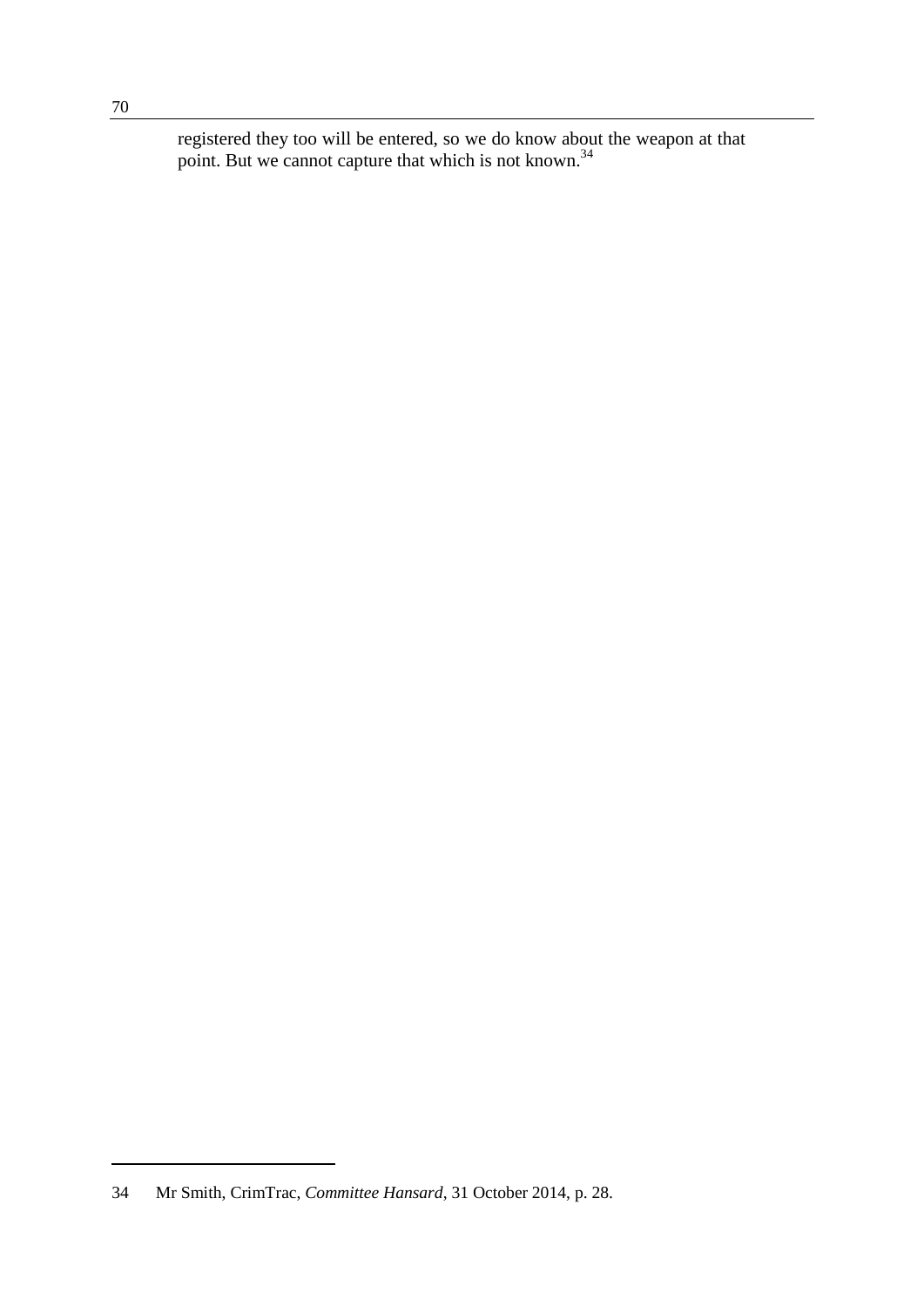registered they too will be entered, so we do know about the weapon at that point. But we cannot capture that which is not known.[34]

34 Mr Smith, CrimTrac, *Committee Hansard*, 31 October 2014, p. 28.